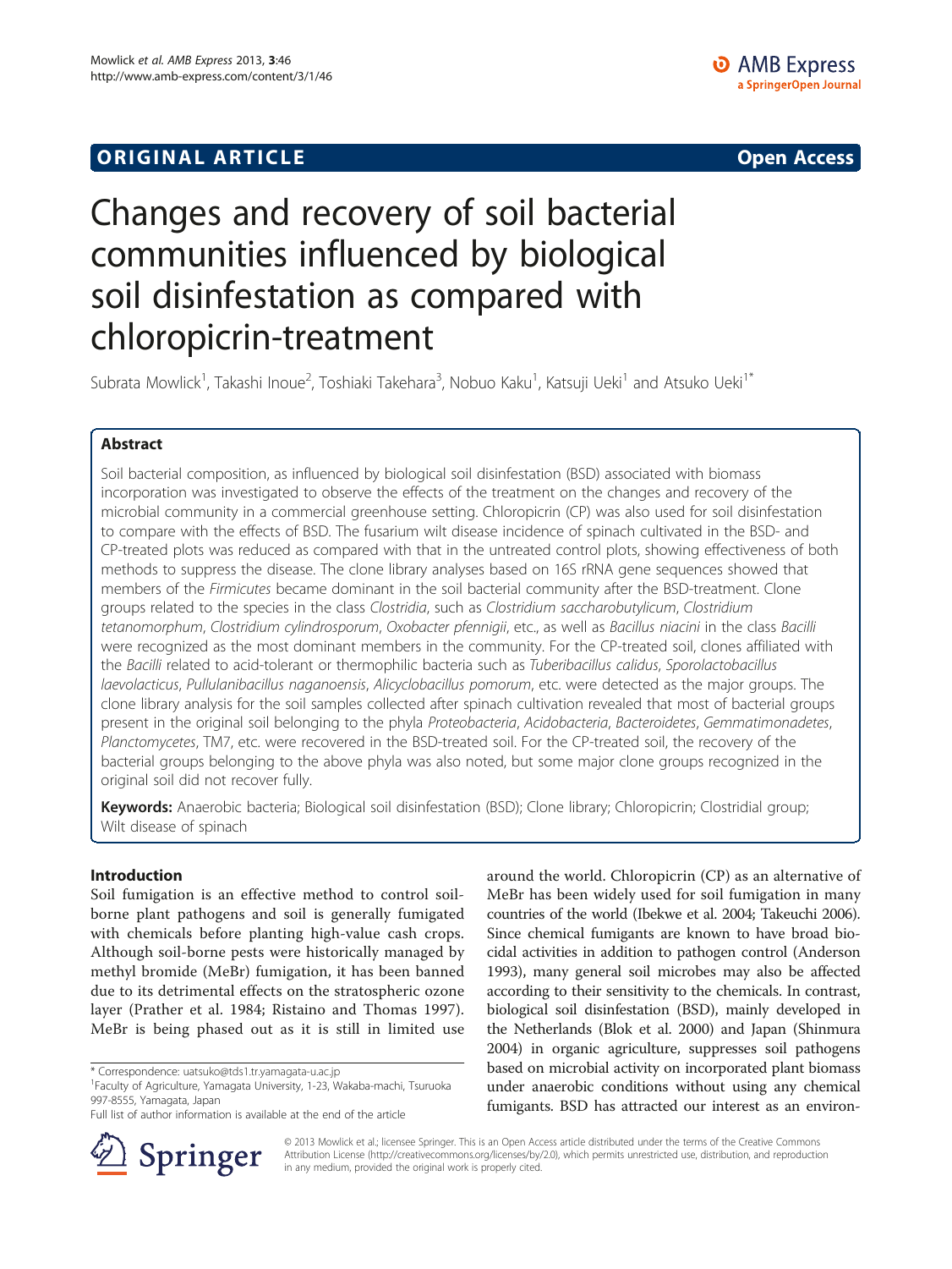**ORIGINAL ARTICLE** **Open Access**

# Changes and recovery of soil bacterial communities influenced by biological soil disinfestation as compared with chloropicrin-treatment

Subrata Mowlick[1], Takashi Inoue[2], Toshiaki Takehara[3], Nobuo Kaku[1], Katsuji Ueki[1] and Atsuko Ueki[1*]

## Abstract

Soil bacterial composition, as influenced by biological soil disinfestation (BSD) associated with biomass incorporation was investigated to observe the effects of the treatment on the changes and recovery of the microbial community in a commercial greenhouse setting. Chloropicrin (CP) was also used for soil disinfestation to compare with the effects of BSD. The fusarium wilt disease incidence of spinach cultivated in the BSD- and CP-treated plots was reduced as compared with that in the untreated control plots, showing effectiveness of both methods to suppress the disease. The clone library analyses based on 16S rRNA gene sequences showed that members of the *Firmicutes* became dominant in the soil bacterial community after the BSD-treatment. Clone groups related to the species in the class *Clostridia*, such as *Clostridium saccharobutylicum*, *Clostridium tetanomorphum*, *Clostridium cylindrosporum*, *Oxobacter pfennigii*, etc., as well as *Bacillus niacini* in the class *Bacilli* were recognized as the most dominant members in the community. For the CP-treated soil, clones affiliated with the *Bacilli* related to acid-tolerant or thermophilic bacteria such as *Tuberibacillus calidus*, *Sporolactobacillus laevolacticus*, *Pullulanibacillus naganoensis*, *Alicyclobacillus pomorum*, etc. were detected as the major groups. The clone library analysis for the soil samples collected after spinach cultivation revealed that most of bacterial groups present in the original soil belonging to the phyla *Proteobacteria*, *Acidobacteria*, *Bacteroidetes*, *Gemmatimonadetes*, *Planctomycetes*, TM7, etc. were recovered in the BSD-treated soil. For the CP-treated soil, the recovery of the bacterial groups belonging to the above phyla was also noted, but some major clone groups recognized in the original soil did not recover fully.

**Keywords:** Anaerobic bacteria; Biological soil disinfestation (BSD); Clone library; Chloropicrin; Clostridial group; Wilt disease of spinach

## Introduction

Soil fumigation is an effective method to control soil-borne plant pathogens and soil is generally fumigated with chemicals before planting high-value cash crops. Although soil-borne pests were historically managed by methyl bromide (MeBr) fumigation, it has been banned due to its detrimental effects on the stratospheric ozone layer (Prather et al. 1984; Ristaino and Thomas 1997). MeBr is being phased out as it is still in limited use around the world. Chloropicrin (CP) as an alternative of MeBr has been widely used for soil fumigation in many countries of the world (Ibekwe et al. 2004; Takeuchi 2006). Since chemical fumigants are known to have broad biocidal activities in addition to pathogen control (Anderson 1993), many general soil microbes may also be affected according to their sensitivity to the chemicals. In contrast, biological soil disinfestation (BSD), mainly developed in the Netherlands (Blok et al. 2000) and Japan (Shinmura 2004) in organic agriculture, suppresses soil pathogens based on microbial activity on incorporated plant biomass under anaerobic conditions without using any chemical fumigants. BSD has attracted our interest as an environ-

\* Correspondence: uatsuko@tds1.tr.yamagata-u.ac.jp
[1]Faculty of Agriculture, Yamagata University, 1-23, Wakaba-machi, Tsuruoka 997-8555, Yamagata, Japan
Full list of author information is available at the end of the article

© 2013 Mowlick et al.; licensee Springer. This is an Open Access article distributed under the terms of the Creative Commons Attribution License (http://creativecommons.org/licenses/by/2.0), which permits unrestricted use, distribution, and reproduction in any medium, provided the original work is properly cited.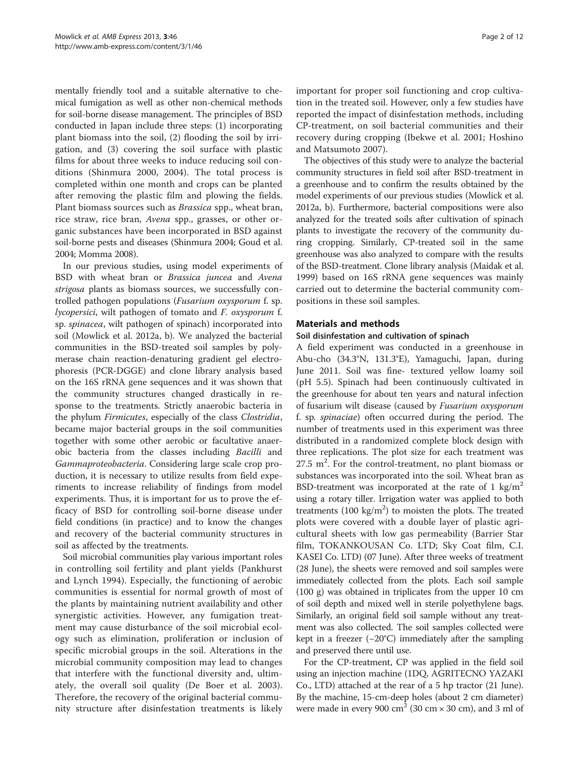mentally friendly tool and a suitable alternative to chemical fumigation as well as other non-chemical methods for soil-borne disease management. The principles of BSD conducted in Japan include three steps: (1) incorporating plant biomass into the soil, (2) flooding the soil by irrigation, and (3) covering the soil surface with plastic films for about three weeks to induce reducing soil conditions (Shinmura 2000, 2004). The total process is completed within one month and crops can be planted after removing the plastic film and plowing the fields. Plant biomass sources such as *Brassica* spp., wheat bran, rice straw, rice bran, *Avena* spp., grasses, or other organic substances have been incorporated in BSD against soil-borne pests and diseases (Shinmura 2004; Goud et al. 2004; Momma 2008).

In our previous studies, using model experiments of BSD with wheat bran or *Brassica juncea* and *Avena strigosa* plants as biomass sources, we successfully controlled pathogen populations (*Fusarium oxysporum* f. sp. *lycopersici*, wilt pathogen of tomato and *F. oxysporum* f. sp. *spinacea*, wilt pathogen of spinach) incorporated into soil (Mowlick et al. 2012a, b). We analyzed the bacterial communities in the BSD-treated soil samples by polymerase chain reaction-denaturing gradient gel electrophoresis (PCR-DGGE) and clone library analysis based on the 16S rRNA gene sequences and it was shown that the community structures changed drastically in response to the treatments. Strictly anaerobic bacteria in the phylum *Firmicutes*, especially of the class *Clostridia*, became major bacterial groups in the soil communities together with some other aerobic or facultative anaerobic bacteria from the classes including *Bacilli* and *Gammaproteobacteria*. Considering large scale crop production, it is necessary to utilize results from field experiments to increase reliability of findings from model experiments. Thus, it is important for us to prove the efficacy of BSD for controlling soil-borne disease under field conditions (in practice) and to know the changes and recovery of the bacterial community structures in soil as affected by the treatments.

Soil microbial communities play various important roles in controlling soil fertility and plant yields (Pankhurst and Lynch 1994). Especially, the functioning of aerobic communities is essential for normal growth of most of the plants by maintaining nutrient availability and other synergistic activities. However, any fumigation treatment may cause disturbance of the soil microbial ecology such as elimination, proliferation or inclusion of specific microbial groups in the soil. Alterations in the microbial community composition may lead to changes that interfere with the functional diversity and, ultimately, the overall soil quality (De Boer et al. 2003). Therefore, the recovery of the original bacterial community structure after disinfestation treatments is likely important for proper soil functioning and crop cultivation in the treated soil. However, only a few studies have reported the impact of disinfestation methods, including CP-treatment, on soil bacterial communities and their recovery during cropping (Ibekwe et al. 2001; Hoshino and Matsumoto 2007).

The objectives of this study were to analyze the bacterial community structures in field soil after BSD-treatment in a greenhouse and to confirm the results obtained by the model experiments of our previous studies (Mowlick et al. 2012a, b). Furthermore, bacterial compositions were also analyzed for the treated soils after cultivation of spinach plants to investigate the recovery of the community during cropping. Similarly, CP-treated soil in the same greenhouse was also analyzed to compare with the results of the BSD-treatment. Clone library analysis (Maidak et al. 1999) based on 16S rRNA gene sequences was mainly carried out to determine the bacterial community compositions in these soil samples.

## Materials and methods

### Soil disinfestation and cultivation of spinach

A field experiment was conducted in a greenhouse in Abu-cho (34.3°N, 131.3°E), Yamaguchi, Japan, during June 2011. Soil was fine- textured yellow loamy soil (pH 5.5). Spinach had been continuously cultivated in the greenhouse for about ten years and natural infection of fusarium wilt disease (caused by *Fusarium oxysporum* f. sp. *spinaciae*) often occurred during the period. The number of treatments used in this experiment was three distributed in a randomized complete block design with three replications. The plot size for each treatment was 27.5 $m^2$. For the control-treatment, no plant biomass or substances was incorporated into the soil. Wheat bran as BSD-treatment was incorporated at the rate of 1 $kg/m^2$ using a rotary tiller. Irrigation water was applied to both treatments (100 $kg/m^2$) to moisten the plots. The treated plots were covered with a double layer of plastic agricultural sheets with low gas permeability (Barrier Star film, TOKANKOUSAN Co. LTD; Sky Coat film, C.I. KASEI Co. LTD) (07 June). After three weeks of treatment (28 June), the sheets were removed and soil samples were immediately collected from the plots. Each soil sample (100 g) was obtained in triplicates from the upper 10 cm of soil depth and mixed well in sterile polyethylene bags. Similarly, an original field soil sample without any treatment was also collected. The soil samples collected were kept in a freezer (−20°C) immediately after the sampling and preserved there until use.

For the CP-treatment, CP was applied in the field soil using an injection machine (1DQ, AGRITECNO YAZAKI Co., LTD) attached at the rear of a 5 hp tractor (21 June). By the machine, 15-cm-deep holes (about 2 cm diameter) were made in every 900 $cm^2$ (30 cm × 30 cm), and 3 ml of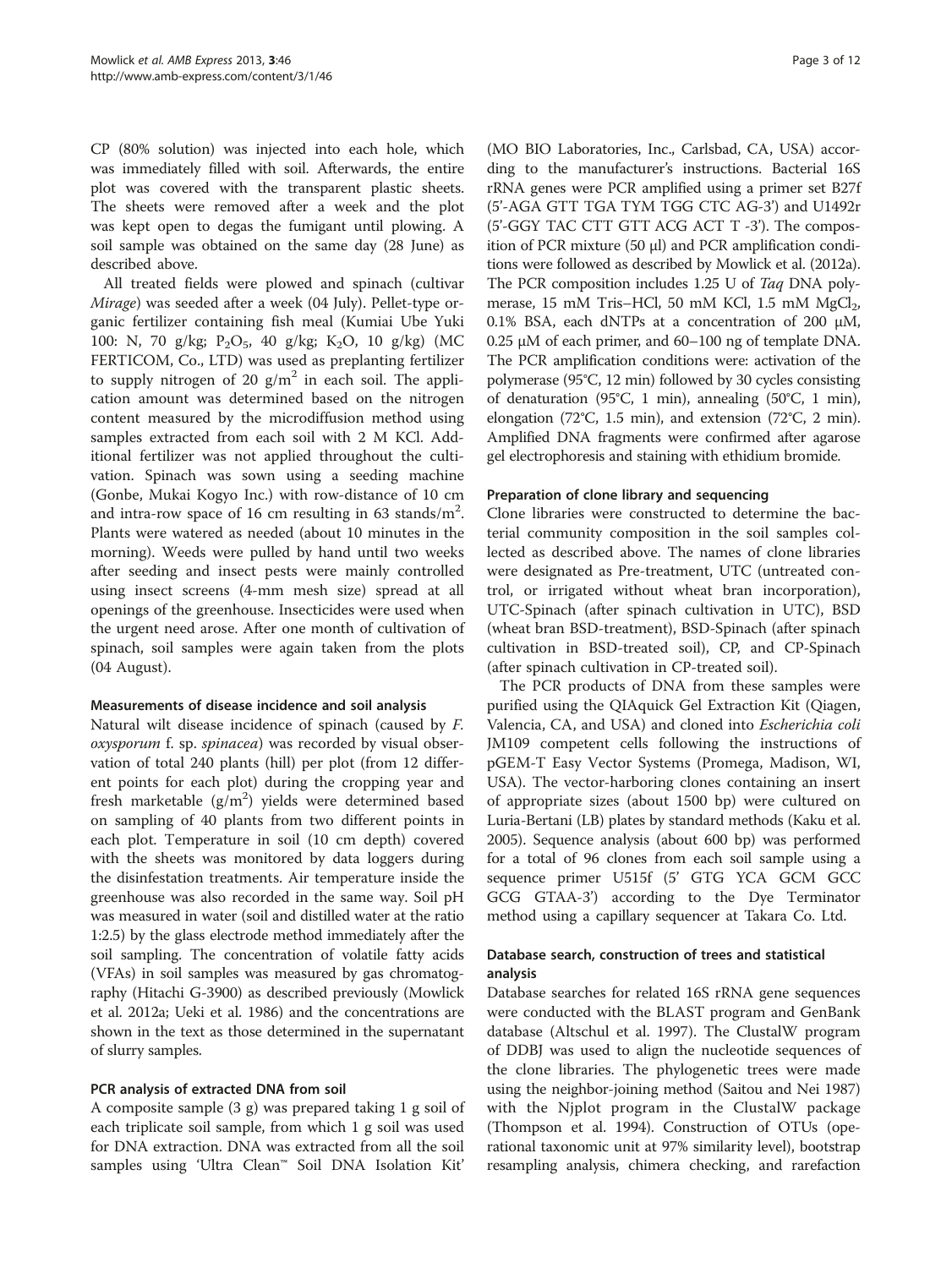CP (80% solution) was injected into each hole, which was immediately filled with soil. Afterwards, the entire plot was covered with the transparent plastic sheets. The sheets were removed after a week and the plot was kept open to degas the fumigant until plowing. A soil sample was obtained on the same day (28 June) as described above.

All treated fields were plowed and spinach (cultivar *Mirage*) was seeded after a week (04 July). Pellet-type organic fertilizer containing fish meal (Kumiai Ube Yuki 100: N, 70 g/kg; $P_2O_5$, 40 g/kg; $K_2O$, 10 g/kg) (MC FERTICOM, Co., LTD) was used as preplanting fertilizer to supply nitrogen of 20 $g/m^2$ in each soil. The application amount was determined based on the nitrogen content measured by the microdiffusion method using samples extracted from each soil with 2 M KCl. Additional fertilizer was not applied throughout the cultivation. Spinach was sown using a seeding machine (Gonbe, Mukai Kogyo Inc.) with row-distance of 10 cm and intra-row space of 16 cm resulting in 63 stands/$m^2$. Plants were watered as needed (about 10 minutes in the morning). Weeds were pulled by hand until two weeks after seeding and insect pests were mainly controlled using insect screens (4-mm mesh size) spread at all openings of the greenhouse. Insecticides were used when the urgent need arose. After one month of cultivation of spinach, soil samples were again taken from the plots (04 August).

### Measurements of disease incidence and soil analysis

Natural wilt disease incidence of spinach (caused by *F. oxysporum* f. sp. *spinacea*) was recorded by visual observation of total 240 plants (hill) per plot (from 12 different points for each plot) during the cropping year and fresh marketable ($g/m^2$) yields were determined based on sampling of 40 plants from two different points in each plot. Temperature in soil (10 cm depth) covered with the sheets was monitored by data loggers during the disinfestation treatments. Air temperature inside the greenhouse was also recorded in the same way. Soil pH was measured in water (soil and distilled water at the ratio 1:2.5) by the glass electrode method immediately after the soil sampling. The concentration of volatile fatty acids (VFAs) in soil samples was measured by gas chromatography (Hitachi G-3900) as described previously (Mowlick et al. 2012a; Ueki et al. 1986) and the concentrations are shown in the text as those determined in the supernatant of slurry samples.

### PCR analysis of extracted DNA from soil

A composite sample (3 g) was prepared taking 1 g soil of each triplicate soil sample, from which 1 g soil was used for DNA extraction. DNA was extracted from all the soil samples using 'Ultra Clean™ Soil DNA Isolation Kit' (MO BIO Laboratories, Inc., Carlsbad, CA, USA) according to the manufacturer's instructions. Bacterial 16S rRNA genes were PCR amplified using a primer set B27f (5'-AGA GTT TGA TYM TGG CTC AG-3') and U1492r (5'-GGY TAC CTT GTT ACG ACT T -3'). The composition of PCR mixture (50 μl) and PCR amplification conditions were followed as described by Mowlick et al. (2012a). The PCR composition includes 1.25 U of *Taq* DNA polymerase, 15 mM Tris–HCl, 50 mM KCl, 1.5 mM $MgCl_2$, 0.1% BSA, each dNTPs at a concentration of 200 μM, 0.25 μM of each primer, and 60–100 ng of template DNA. The PCR amplification conditions were: activation of the polymerase (95°C, 12 min) followed by 30 cycles consisting of denaturation (95°C, 1 min), annealing (50°C, 1 min), elongation (72°C, 1.5 min), and extension (72°C, 2 min). Amplified DNA fragments were confirmed after agarose gel electrophoresis and staining with ethidium bromide.

### Preparation of clone library and sequencing

Clone libraries were constructed to determine the bacterial community composition in the soil samples collected as described above. The names of clone libraries were designated as Pre-treatment, UTC (untreated control, or irrigated without wheat bran incorporation), UTC-Spinach (after spinach cultivation in UTC), BSD (wheat bran BSD-treatment), BSD-Spinach (after spinach cultivation in BSD-treated soil), CP, and CP-Spinach (after spinach cultivation in CP-treated soil).

The PCR products of DNA from these samples were purified using the QIAquick Gel Extraction Kit (Qiagen, Valencia, CA, and USA) and cloned into *Escherichia coli* JM109 competent cells following the instructions of pGEM-T Easy Vector Systems (Promega, Madison, WI, USA). The vector-harboring clones containing an insert of appropriate sizes (about 1500 bp) were cultured on Luria-Bertani (LB) plates by standard methods (Kaku et al. 2005). Sequence analysis (about 600 bp) was performed for a total of 96 clones from each soil sample using a sequence primer U515f (5' GTG YCA GCM GCC GCG GTAA-3') according to the Dye Terminator method using a capillary sequencer at Takara Co. Ltd.

### Database search, construction of trees and statistical analysis

Database searches for related 16S rRNA gene sequences were conducted with the BLAST program and GenBank database (Altschul et al. 1997). The ClustalW program of DDBJ was used to align the nucleotide sequences of the clone libraries. The phylogenetic trees were made using the neighbor-joining method (Saitou and Nei 1987) with the Njplot program in the ClustalW package (Thompson et al. 1994). Construction of OTUs (operational taxonomic unit at 97% similarity level), bootstrap resampling analysis, chimera checking, and rarefaction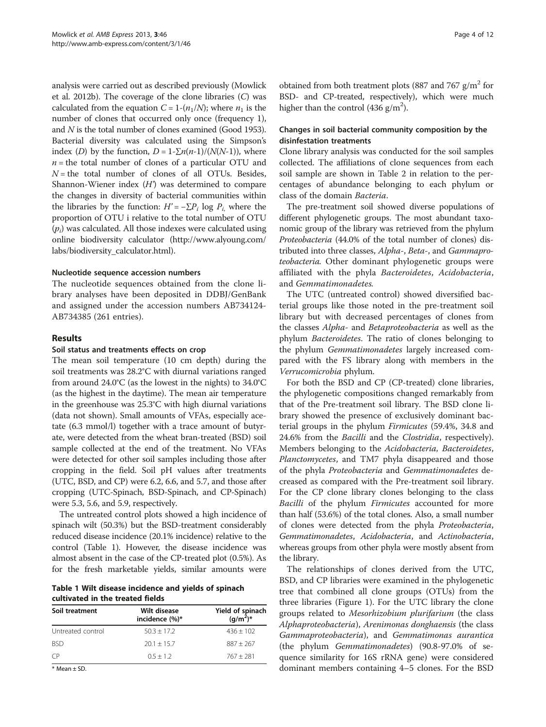analysis were carried out as described previously (Mowlick et al. 2012b). The coverage of the clone libraries ($C$) was calculated from the equation $C = 1\text{-}(n_1/N)$; where $n_1$ is the number of clones that occurred only once (frequency 1), and $N$ is the total number of clones examined (Good 1953). Bacterial diversity was calculated using the Simpson's index ($D$) by the function, $D = 1\text{-}\sum n(n\text{-}1)/(N(N\text{-}1))$, where $n$ = the total number of clones of a particular OTU and $N$ = the total number of clones of all OTUs. Besides, Shannon-Wiener index ($H'$) was determined to compare the changes in diversity of bacterial communities within the libraries by the function: $H' = -\sum P_i \log P_i$, where the proportion of OTU i relative to the total number of OTU ($p_i$) was calculated. All those indexes were calculated using online biodiversity calculator (http://www.alyoung.com/labs/biodiversity_calculator.html).

### Nucleotide sequence accession numbers

The nucleotide sequences obtained from the clone library analyses have been deposited in DDBJ/GenBank and assigned under the accession numbers AB734124-AB734385 (261 entries).

## Results

### Soil status and treatments effects on crop

The mean soil temperature (10 cm depth) during the soil treatments was 28.2°C with diurnal variations ranged from around 24.0°C (as the lowest in the nights) to 34.0°C (as the highest in the daytime). The mean air temperature in the greenhouse was 25.3°C with high diurnal variations (data not shown). Small amounts of VFAs, especially acetate (6.3 mmol/l) together with a trace amount of butyrate, were detected from the wheat bran-treated (BSD) soil sample collected at the end of the treatment. No VFAs were detected for other soil samples including those after cropping in the field. Soil pH values after treatments (UTC, BSD, and CP) were 6.2, 6.6, and 5.7, and those after cropping (UTC-Spinach, BSD-Spinach, and CP-Spinach) were 5.3, 5.6, and 5.9, respectively.

The untreated control plots showed a high incidence of spinach wilt (50.3%) but the BSD-treatment considerably reduced disease incidence (20.1% incidence) relative to the control (Table 1). However, the disease incidence was almost absent in the case of the CP-treated plot (0.5%). As for the fresh marketable yields, similar amounts were obtained from both treatment plots (887 and 767 g/m$^2$ for BSD- and CP-treated, respectively), which were much higher than the control (436 g/m$^2$).

**Table 1 Wilt disease incidence and yields of spinach cultivated in the treated fields**

| Soil treatment | Wilt disease incidence (%)* | Yield of spinach (g/m$^2$)* |
|---|---|---|
| Untreated control | 50.3 ± 17.2 | 436 ± 102 |
| BSD | 20.1 ± 15.7 | 887 ± 267 |
| CP | 0.5 ± 1.2 | 767 ± 281 |

\* Mean ± SD.

### Changes in soil bacterial community composition by the disinfestation treatments

Clone library analysis was conducted for the soil samples collected. The affiliations of clone sequences from each soil sample are shown in Table 2 in relation to the percentages of abundance belonging to each phylum or class of the domain *Bacteria*.

The pre-treatment soil showed diverse populations of different phylogenetic groups. The most abundant taxonomic group of the library was retrieved from the phylum *Proteobacteria* (44.0% of the total number of clones) distributed into three classes, *Alpha-*, *Beta-*, and *Gammaproteobacteria*. Other dominant phylogenetic groups were affiliated with the phyla *Bacteroidetes*, *Acidobacteria*, and *Gemmatimonadetes*.

The UTC (untreated control) showed diversified bacterial groups like those noted in the pre-treatment soil library but with decreased percentages of clones from the classes *Alpha-* and *Betaproteobacteria* as well as the phylum *Bacteroidetes*. The ratio of clones belonging to the phylum *Gemmatimonadetes* largely increased compared with the FS library along with members in the *Verrucomicrobia* phylum.

For both the BSD and CP (CP-treated) clone libraries, the phylogenetic compositions changed remarkably from that of the Pre-treatment soil library. The BSD clone library showed the presence of exclusively dominant bacterial groups in the phylum *Firmicutes* (59.4%, 34.8 and 24.6% from the *Bacilli* and the *Clostridia*, respectively). Members belonging to the *Acidobacteria, Bacteroidetes*, *Planctomycetes*, and TM7 phyla disappeared and those of the phyla *Proteobacteria* and *Gemmatimonadetes* decreased as compared with the Pre-treatment soil library. For the CP clone library clones belonging to the class *Bacilli* of the phylum *Firmicutes* accounted for more than half (53.6%) of the total clones. Also, a small number of clones were detected from the phyla *Proteobacteria*, *Gemmatimonadetes*, *Acidobacteria*, and *Actinobacteria*, whereas groups from other phyla were mostly absent from the library.

The relationships of clones derived from the UTC, BSD, and CP libraries were examined in the phylogenetic tree that combined all clone groups (OTUs) from the three libraries (Figure 1). For the UTC library the clone groups related to *Mesorhizobium plurifarium* (the class *Alphaproteobacteria*), *Arenimonas donghaensis* (the class *Gammaproteobacteria*), and *Gemmatimonas aurantica* (the phylum *Gemmatimonadetes*) (90.8-97.0% of sequence similarity for 16S rRNA gene) were considered dominant members containing 4–5 clones. For the BSD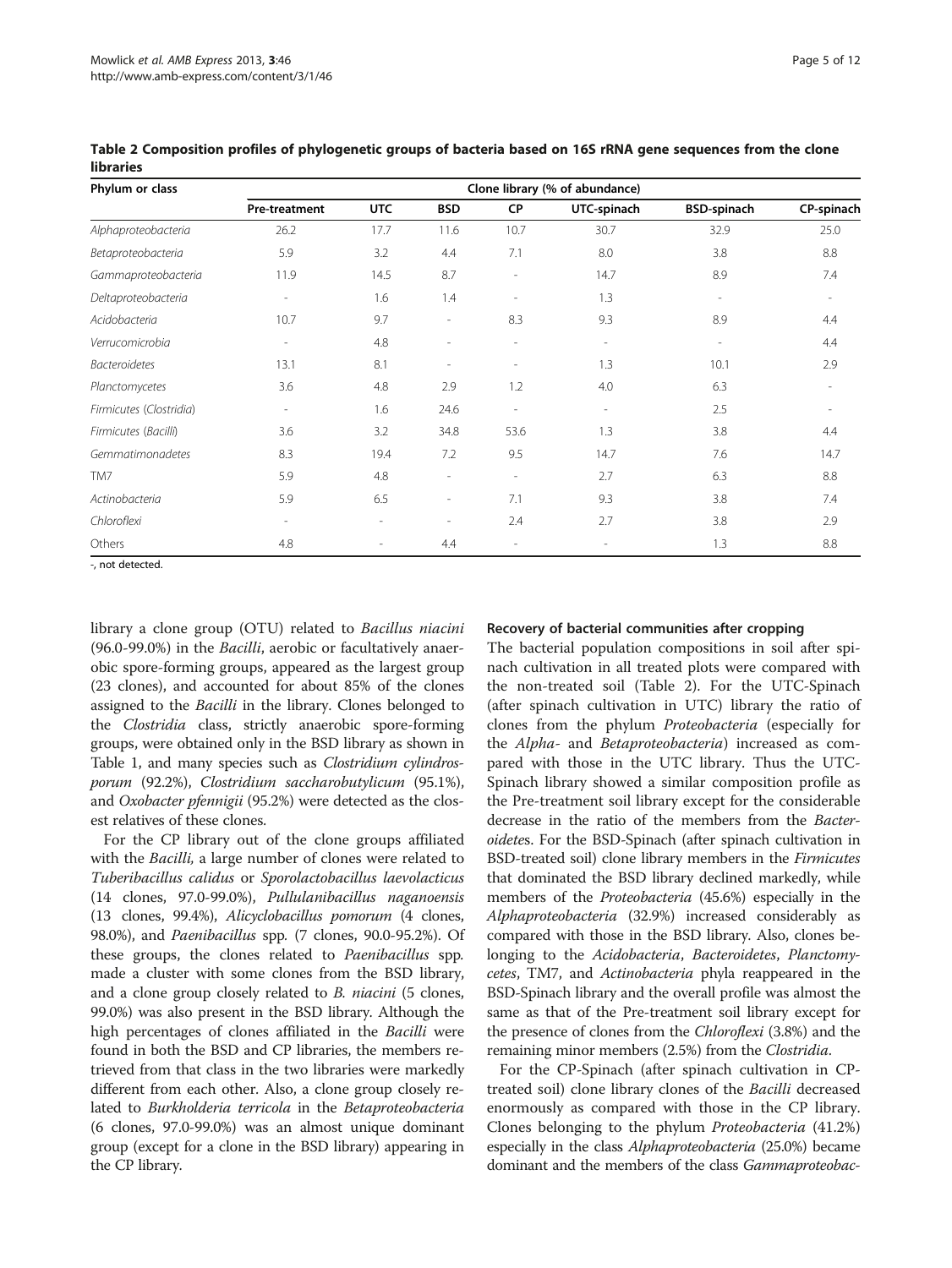**Table 2 Composition profiles of phylogenetic groups of bacteria based on 16S rRNA gene sequences from the clone libraries**

| Phylum or class | Clone library (% of abundance) | | | | | | |
|---|---|---|---|---|---|---|---|
| | Pre-treatment | UTC | BSD | CP | UTC-spinach | BSD-spinach | CP-spinach |
| *Alphaproteobacteria* | 26.2 | 17.7 | 11.6 | 10.7 | 30.7 | 32.9 | 25.0 |
| *Betaproteobacteria* | 5.9 | 3.2 | 4.4 | 7.1 | 8.0 | 3.8 | 8.8 |
| *Gammaproteobacteria* | 11.9 | 14.5 | 8.7 | - | 14.7 | 8.9 | 7.4 |
| *Deltaproteobacteria* | - | 1.6 | 1.4 | - | 1.3 | - | - |
| *Acidobacteria* | 10.7 | 9.7 | - | 8.3 | 9.3 | 8.9 | 4.4 |
| *Verrucomicrobia* | - | 4.8 | - | - | - | - | 4.4 |
| *Bacteroidetes* | 13.1 | 8.1 | - | - | 1.3 | 10.1 | 2.9 |
| *Planctomycetes* | 3.6 | 4.8 | 2.9 | 1.2 | 4.0 | 6.3 | - |
| *Firmicutes (Clostridia)* | - | 1.6 | 24.6 | - | - | 2.5 | - |
| *Firmicutes (Bacilli)* | 3.6 | 3.2 | 34.8 | 53.6 | 1.3 | 3.8 | 4.4 |
| *Gemmatimonadetes* | 8.3 | 19.4 | 7.2 | 9.5 | 14.7 | 7.6 | 14.7 |
| TM7 | 5.9 | 4.8 | - | - | 2.7 | 6.3 | 8.8 |
| *Actinobacteria* | 5.9 | 6.5 | - | 7.1 | 9.3 | 3.8 | 7.4 |
| *Chloroflexi* | - | - | - | 2.4 | 2.7 | 3.8 | 2.9 |
| Others | 4.8 | - | 4.4 | - | - | 1.3 | 8.8 |

-, not detected.

library a clone group (OTU) related to *Bacillus niacini* (96.0-99.0%) in the *Bacilli*, aerobic or facultatively anaerobic spore-forming groups, appeared as the largest group (23 clones), and accounted for about 85% of the clones assigned to the *Bacilli* in the library. Clones belonged to the *Clostridia* class, strictly anaerobic spore-forming groups, were obtained only in the BSD library as shown in Table 1, and many species such as *Clostridium cylindrosporum* (92.2%), *Clostridium saccharobutylicum* (95.1%), and *Oxobacter pfennigii* (95.2%) were detected as the closest relatives of these clones.

For the CP library out of the clone groups affiliated with the *Bacilli*, a large number of clones were related to *Tuberibacillus calidus* or *Sporolactobacillus laevolacticus* (14 clones, 97.0-99.0%), *Pullulanibacillus naganoensis* (13 clones, 99.4%), *Alicyclobacillus pomorum* (4 clones, 98.0%), and *Paenibacillus* spp. (7 clones, 90.0-95.2%). Of these groups, the clones related to *Paenibacillus* spp. made a cluster with some clones from the BSD library, and a clone group closely related to *B. niacini* (5 clones, 99.0%) was also present in the BSD library. Although the high percentages of clones affiliated in the *Bacilli* were found in both the BSD and CP libraries, the members retrieved from that class in the two libraries were markedly different from each other. Also, a clone group closely related to *Burkholderia terricola* in the *Betaproteobacteria* (6 clones, 97.0-99.0%) was an almost unique dominant group (except for a clone in the BSD library) appearing in the CP library.

### Recovery of bacterial communities after cropping

The bacterial population compositions in soil after spinach cultivation in all treated plots were compared with the non-treated soil (Table 2). For the UTC-Spinach (after spinach cultivation in UTC) library the ratio of clones from the phylum *Proteobacteria* (especially for the *Alpha-* and *Betaproteobacteria*) increased as compared with those in the UTC library. Thus the UTC-Spinach library showed a similar composition profile as the Pre-treatment soil library except for the considerable decrease in the ratio of the members from the *Bacteroidetes*. For the BSD-Spinach (after spinach cultivation in BSD-treated soil) clone library members in the *Firmicutes* that dominated the BSD library declined markedly, while members of the *Proteobacteria* (45.6%) especially in the *Alphaproteobacteria* (32.9%) increased considerably as compared with those in the BSD library. Also, clones belonging to the *Acidobacteria*, *Bacteroidetes*, *Planctomycetes*, TM7, and *Actinobacteria* phyla reappeared in the BSD-Spinach library and the overall profile was almost the same as that of the Pre-treatment soil library except for the presence of clones from the *Chloroflexi* (3.8%) and the remaining minor members (2.5%) from the *Clostridia*.

For the CP-Spinach (after spinach cultivation in CP-treated soil) clone library clones of the *Bacilli* decreased enormously as compared with those in the CP library. Clones belonging to the phylum *Proteobacteria* (41.2%) especially in the class *Alphaproteobacteria* (25.0%) became dominant and the members of the class *Gammaproteobac-*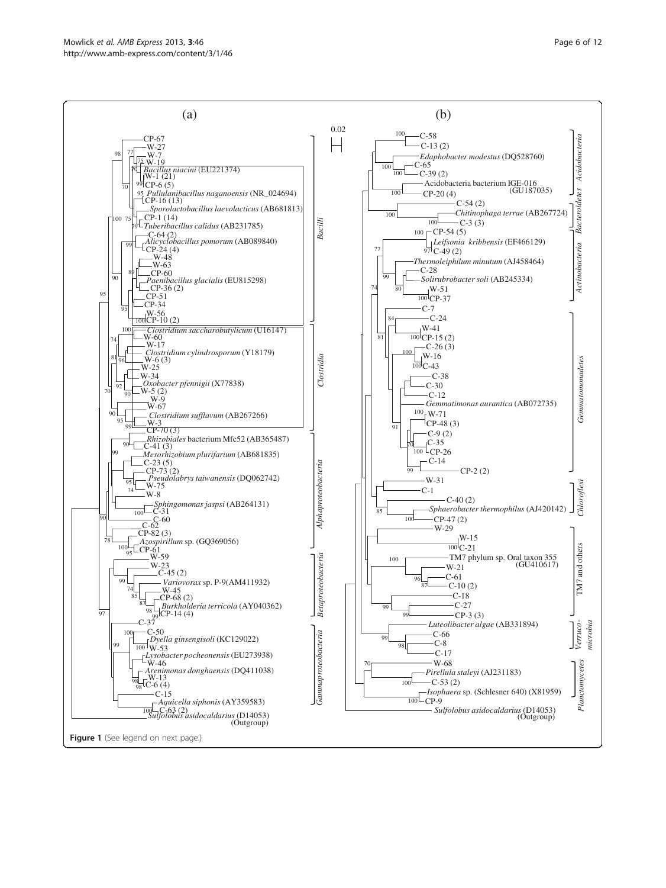Figure 1 (See legend on next page.)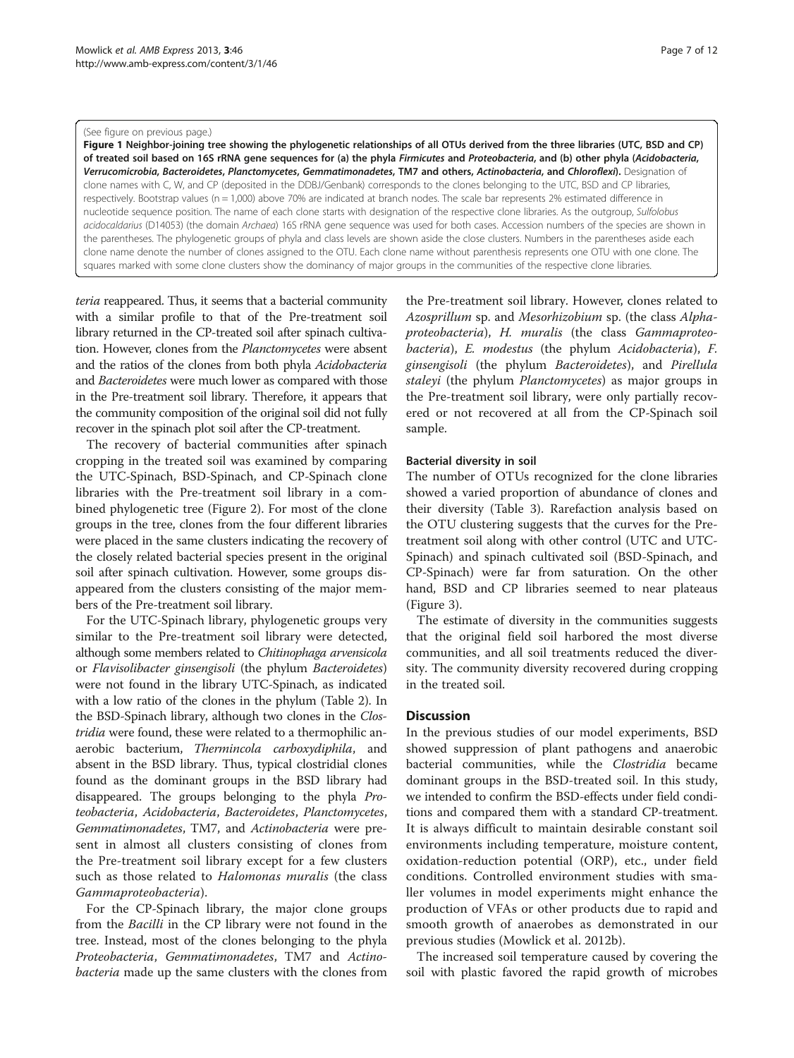(See figure on previous page.)

**Figure 1 Neighbor-joining tree showing the phylogenetic relationships of all OTUs derived from the three libraries (UTC, BSD and CP) of treated soil based on 16S rRNA gene sequences for (a) the phyla *Firmicutes* and *Proteobacteria*, and (b) other phyla (*Acidobacteria*, *Verrucomicrobia*, *Bacteroidetes*, *Planctomycetes*, *Gemmatimonadetes*, TM7 and others, *Actinobacteria*, and *Chloroflexi*).** Designation of clone names with C, W, and CP (deposited in the DDBJ/Genbank) corresponds to the clones belonging to the UTC, BSD and CP libraries, respectively. Bootstrap values (n = 1,000) above 70% are indicated at branch nodes. The scale bar represents 2% estimated difference in nucleotide sequence position. The name of each clone starts with designation of the respective clone libraries. As the outgroup, *Sulfolobus acidocaldarius* (D14053) (the domain *Archaea*) 16S rRNA gene sequence was used for both cases. Accession numbers of the species are shown in the parentheses. The phylogenetic groups of phyla and class levels are shown aside the close clusters. Numbers in the parentheses aside each clone name denote the number of clones assigned to the OTU. Each clone name without parenthesis represents one OTU with one clone. The squares marked with some clone clusters show the dominancy of major groups in the communities of the respective clone libraries.

*teria* reappeared. Thus, it seems that a bacterial community with a similar profile to that of the Pre-treatment soil library returned in the CP-treated soil after spinach cultivation. However, clones from the *Planctomycetes* were absent and the ratios of the clones from both phyla *Acidobacteria* and *Bacteroidetes* were much lower as compared with those in the Pre-treatment soil library. Therefore, it appears that the community composition of the original soil did not fully recover in the spinach plot soil after the CP-treatment.

The recovery of bacterial communities after spinach cropping in the treated soil was examined by comparing the UTC-Spinach, BSD-Spinach, and CP-Spinach clone libraries with the Pre-treatment soil library in a combined phylogenetic tree (Figure 2). For most of the clone groups in the tree, clones from the four different libraries were placed in the same clusters indicating the recovery of the closely related bacterial species present in the original soil after spinach cultivation. However, some groups disappeared from the clusters consisting of the major members of the Pre-treatment soil library.

For the UTC-Spinach library, phylogenetic groups very similar to the Pre-treatment soil library were detected, although some members related to *Chitinophaga arvensicola* or *Flavisolibacter ginsengisoli* (the phylum *Bacteroidetes*) were not found in the library UTC-Spinach, as indicated with a low ratio of the clones in the phylum (Table 2). In the BSD-Spinach library, although two clones in the *Clostridia* were found, these were related to a thermophilic anaerobic bacterium, *Thermincola carboxydiphila*, and absent in the BSD library. Thus, typical clostridial clones found as the dominant groups in the BSD library had disappeared. The groups belonging to the phyla *Proteobacteria*, *Acidobacteria*, *Bacteroidetes*, *Planctomycetes*, *Gemmatimonadetes*, TM7, and *Actinobacteria* were present in almost all clusters consisting of clones from the Pre-treatment soil library except for a few clusters such as those related to *Halomonas muralis* (the class *Gammaproteobacteria*).

For the CP-Spinach library, the major clone groups from the *Bacilli* in the CP library were not found in the tree. Instead, most of the clones belonging to the phyla *Proteobacteria*, *Gemmatimonadetes*, TM7 and *Actinobacteria* made up the same clusters with the clones from the Pre-treatment soil library. However, clones related to *Azosprillum* sp. and *Mesorhizobium* sp. (the class *Alphaproteobacteria*), *H. muralis* (the class *Gammaproteobacteria*), *E. modestus* (the phylum *Acidobacteria*), *F. ginsengisoli* (the phylum *Bacteroidetes*), and *Pirellula staleyi* (the phylum *Planctomycetes*) as major groups in the Pre-treatment soil library, were only partially recovered or not recovered at all from the CP-Spinach soil sample.

### Bacterial diversity in soil

The number of OTUs recognized for the clone libraries showed a varied proportion of abundance of clones and their diversity (Table 3). Rarefaction analysis based on the OTU clustering suggests that the curves for the Pre-treatment soil along with other control (UTC and UTC-Spinach) and spinach cultivated soil (BSD-Spinach, and CP-Spinach) were far from saturation. On the other hand, BSD and CP libraries seemed to near plateaus (Figure 3).

The estimate of diversity in the communities suggests that the original field soil harbored the most diverse communities, and all soil treatments reduced the diversity. The community diversity recovered during cropping in the treated soil.

## Discussion

In the previous studies of our model experiments, BSD showed suppression of plant pathogens and anaerobic bacterial communities, while the *Clostridia* became dominant groups in the BSD-treated soil. In this study, we intended to confirm the BSD-effects under field conditions and compared them with a standard CP-treatment. It is always difficult to maintain desirable constant soil environments including temperature, moisture content, oxidation-reduction potential (ORP), etc., under field conditions. Controlled environment studies with smaller volumes in model experiments might enhance the production of VFAs or other products due to rapid and smooth growth of anaerobes as demonstrated in our previous studies (Mowlick et al. 2012b).

The increased soil temperature caused by covering the soil with plastic favored the rapid growth of microbes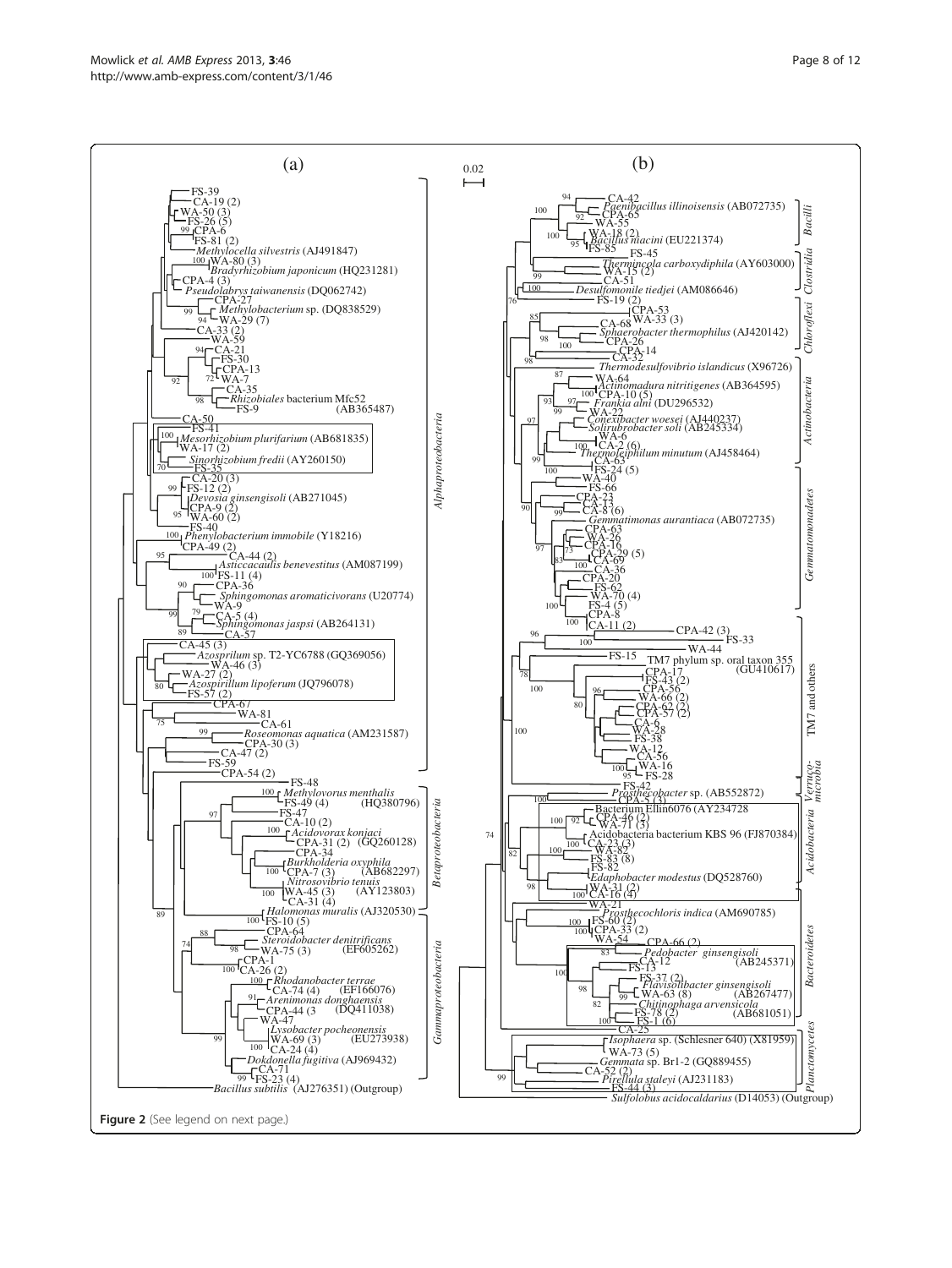Figure 2 (See legend on next page.)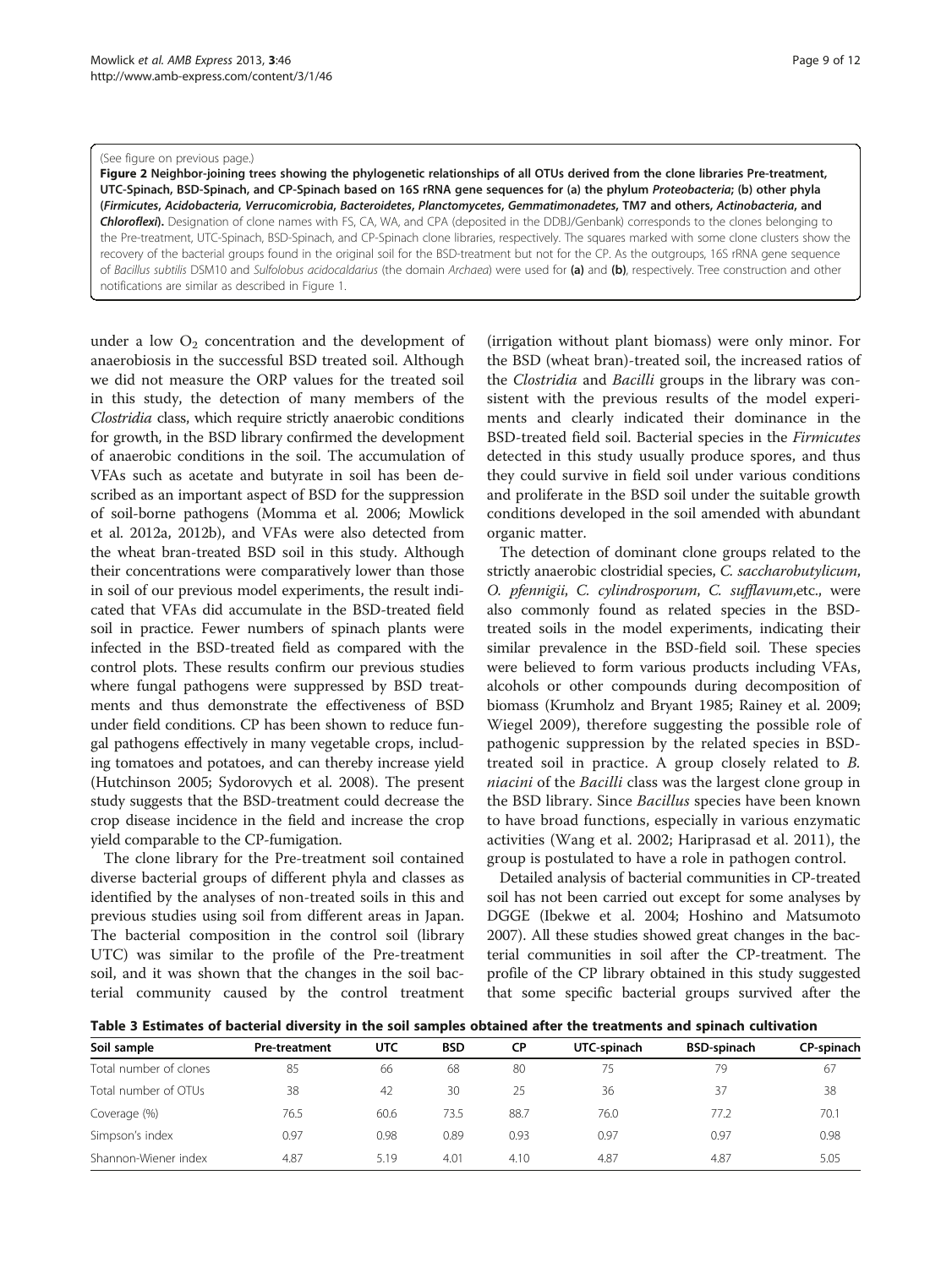(See figure on previous page.)

**Figure 2 Neighbor-joining trees showing the phylogenetic relationships of all OTUs derived from the clone libraries Pre-treatment, UTC-Spinach, BSD-Spinach, and CP-Spinach based on 16S rRNA gene sequences for (a) the phylum *Proteobacteria*; (b) other phyla (*Firmicutes*, *Acidobacteria*, *Verrucomicrobia*, *Bacteroidetes*, *Planctomycetes*, *Gemmatimonadetes*, TM7 and others, *Actinobacteria*, and *Chloroflexi*).** Designation of clone names with FS, CA, WA, and CPA (deposited in the DDBJ/Genbank) corresponds to the clones belonging to the Pre-treatment, UTC-Spinach, BSD-Spinach, and CP-Spinach clone libraries, respectively. The squares marked with some clone clusters show the recovery of the bacterial groups found in the original soil for the BSD-treatment but not for the CP. As the outgroups, 16S rRNA gene sequence of *Bacillus subtilis* DSM10 and *Sulfolobus acidocaldarius* (the domain *Archaea*) were used for **(a)** and **(b)**, respectively. Tree construction and other notifications are similar as described in Figure 1.

under a low $O_2$ concentration and the development of anaerobiosis in the successful BSD treated soil. Although we did not measure the ORP values for the treated soil in this study, the detection of many members of the *Clostridia* class, which require strictly anaerobic conditions for growth, in the BSD library confirmed the development of anaerobic conditions in the soil. The accumulation of VFAs such as acetate and butyrate in soil has been described as an important aspect of BSD for the suppression of soil-borne pathogens (Momma et al. 2006; Mowlick et al. 2012a, 2012b), and VFAs were also detected from the wheat bran-treated BSD soil in this study. Although their concentrations were comparatively lower than those in soil of our previous model experiments, the result indicated that VFAs did accumulate in the BSD-treated field soil in practice. Fewer numbers of spinach plants were infected in the BSD-treated field as compared with the control plots. These results confirm our previous studies where fungal pathogens were suppressed by BSD treatments and thus demonstrate the effectiveness of BSD under field conditions. CP has been shown to reduce fungal pathogens effectively in many vegetable crops, including tomatoes and potatoes, and can thereby increase yield (Hutchinson 2005; Sydorovych et al. 2008). The present study suggests that the BSD-treatment could decrease the crop disease incidence in the field and increase the crop yield comparable to the CP-fumigation.

The clone library for the Pre-treatment soil contained diverse bacterial groups of different phyla and classes as identified by the analyses of non-treated soils in this and previous studies using soil from different areas in Japan. The bacterial composition in the control soil (library UTC) was similar to the profile of the Pre-treatment soil, and it was shown that the changes in the soil bacterial community caused by the control treatment (irrigation without plant biomass) were only minor. For the BSD (wheat bran)-treated soil, the increased ratios of the *Clostridia* and *Bacilli* groups in the library was consistent with the previous results of the model experiments and clearly indicated their dominance in the BSD-treated field soil. Bacterial species in the *Firmicutes* detected in this study usually produce spores, and thus they could survive in field soil under various conditions and proliferate in the BSD soil under the suitable growth conditions developed in the soil amended with abundant organic matter.

The detection of dominant clone groups related to the strictly anaerobic clostridial species, *C. saccharobutylicum*, *O. pfennigii*, *C. cylindrosporum*, *C. sufflavum*,etc., were also commonly found as related species in the BSD-treated soils in the model experiments, indicating their similar prevalence in the BSD-field soil. These species were believed to form various products including VFAs, alcohols or other compounds during decomposition of biomass (Krumholz and Bryant 1985; Rainey et al. 2009; Wiegel 2009), therefore suggesting the possible role of pathogenic suppression by the related species in BSD-treated soil in practice. A group closely related to *B. niacini* of the *Bacilli* class was the largest clone group in the BSD library. Since *Bacillus* species have been known to have broad functions, especially in various enzymatic activities (Wang et al. 2002; Hariprasad et al. 2011), the group is postulated to have a role in pathogen control.

Detailed analysis of bacterial communities in CP-treated soil has not been carried out except for some analyses by DGGE (Ibekwe et al. 2004; Hoshino and Matsumoto 2007). All these studies showed great changes in the bacterial communities in soil after the CP-treatment. The profile of the CP library obtained in this study suggested that some specific bacterial groups survived after the

**Table 3 Estimates of bacterial diversity in the soil samples obtained after the treatments and spinach cultivation**

| Soil sample | Pre-treatment | UTC | BSD | CP | UTC-spinach | BSD-spinach | CP-spinach |
|---|---|---|---|---|---|---|---|
| Total number of clones | 85 | 66 | 68 | 80 | 75 | 79 | 67 |
| Total number of OTUs | 38 | 42 | 30 | 25 | 36 | 37 | 38 |
| Coverage (%) | 76.5 | 60.6 | 73.5 | 88.7 | 76.0 | 77.2 | 70.1 |
| Simpson's index | 0.97 | 0.98 | 0.89 | 0.93 | 0.97 | 0.97 | 0.98 |
| Shannon-Wiener index | 4.87 | 5.19 | 4.01 | 4.10 | 4.87 | 4.87 | 5.05 |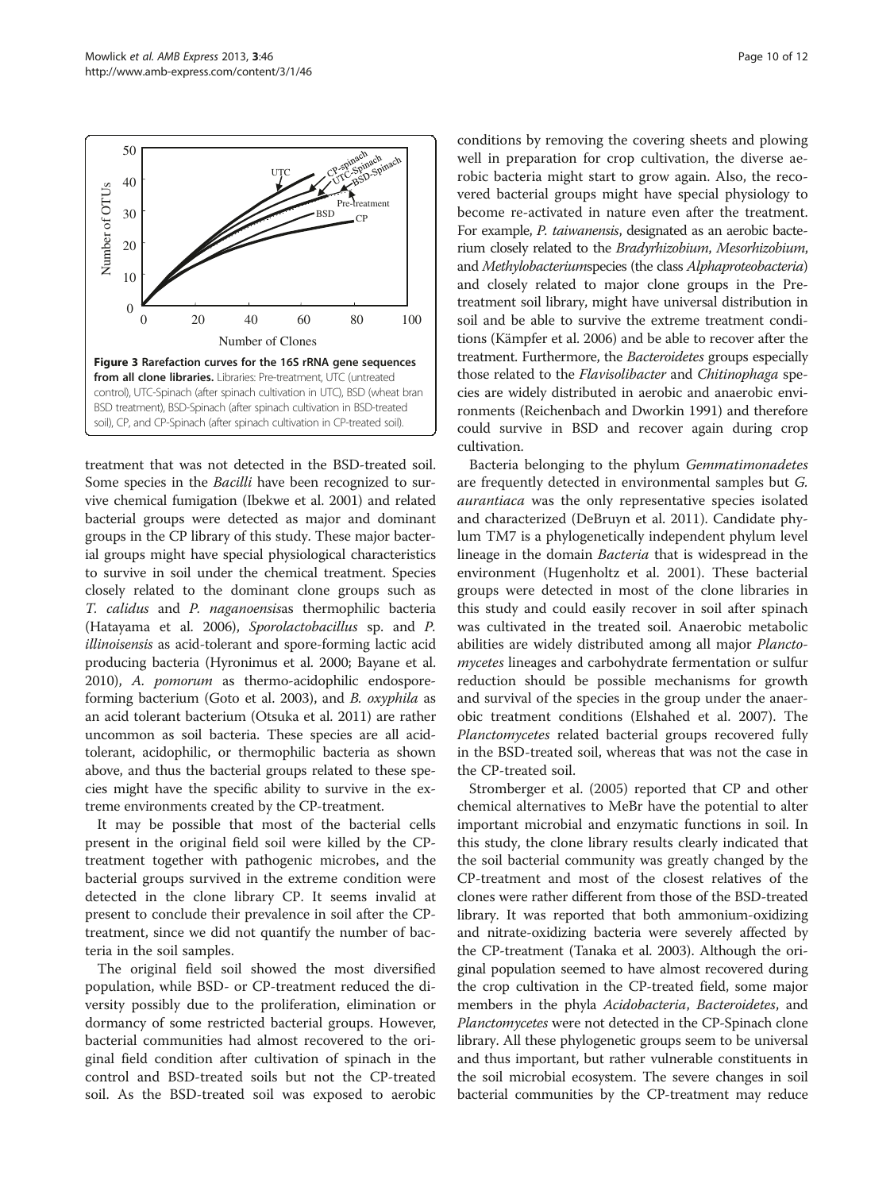Figure 3 Rarefaction curves for the 16S rRNA gene sequences from all clone libraries. Libraries: Pre-treatment, UTC (untreated control), UTC-Spinach (after spinach cultivation in UTC), BSD (wheat bran BSD treatment), BSD-Spinach (after spinach cultivation in BSD-treated soil), CP, and CP-Spinach (after spinach cultivation in CP-treated soil).

treatment that was not detected in the BSD-treated soil. Some species in the *Bacilli* have been recognized to survive chemical fumigation (Ibekwe et al. 2001) and related bacterial groups were detected as major and dominant groups in the CP library of this study. These major bacterial groups might have special physiological characteristics to survive in soil under the chemical treatment. Species closely related to the dominant clone groups such as *T. calidus* and *P. naganoensis*as thermophilic bacteria (Hatayama et al. 2006), *Sporolactobacillus* sp. and *P. illinoisensis* as acid-tolerant and spore-forming lactic acid producing bacteria (Hyronimus et al. 2000; Bayane et al. 2010), *A. pomorum* as thermo-acidophilic endospore-forming bacterium (Goto et al. 2003), and *B. oxyphila* as an acid tolerant bacterium (Otsuka et al. 2011) are rather uncommon as soil bacteria. These species are all acid-tolerant, acidophilic, or thermophilic bacteria as shown above, and thus the bacterial groups related to these species might have the specific ability to survive in the extreme environments created by the CP-treatment.

It may be possible that most of the bacterial cells present in the original field soil were killed by the CP-treatment together with pathogenic microbes, and the bacterial groups survived in the extreme condition were detected in the clone library CP. It seems invalid at present to conclude their prevalence in soil after the CP-treatment, since we did not quantify the number of bacteria in the soil samples.

The original field soil showed the most diversified population, while BSD- or CP-treatment reduced the diversity possibly due to the proliferation, elimination or dormancy of some restricted bacterial groups. However, bacterial communities had almost recovered to the original field condition after cultivation of spinach in the control and BSD-treated soils but not the CP-treated soil. As the BSD-treated soil was exposed to aerobic conditions by removing the covering sheets and plowing well in preparation for crop cultivation, the diverse aerobic bacteria might start to grow again. Also, the recovered bacterial groups might have special physiology to become re-activated in nature even after the treatment. For example, *P. taiwanensis*, designated as an aerobic bacterium closely related to the *Bradyrhizobium*, *Mesorhizobium*, and *Methylobacterium*species (the class *Alphaproteobacteria*) and closely related to major clone groups in the Pre-treatment soil library, might have universal distribution in soil and be able to survive the extreme treatment conditions (Kämpfer et al. 2006) and be able to recover after the treatment. Furthermore, the *Bacteroidetes* groups especially those related to the *Flavisolibacter* and *Chitinophaga* species are widely distributed in aerobic and anaerobic environments (Reichenbach and Dworkin 1991) and therefore could survive in BSD and recover again during crop cultivation.

Bacteria belonging to the phylum *Gemmatimonadetes* are frequently detected in environmental samples but *G. aurantiaca* was the only representative species isolated and characterized (DeBruyn et al. 2011). Candidate phylum TM7 is a phylogenetically independent phylum level lineage in the domain *Bacteria* that is widespread in the environment (Hugenholtz et al. 2001). These bacterial groups were detected in most of the clone libraries in this study and could easily recover in soil after spinach was cultivated in the treated soil. Anaerobic metabolic abilities are widely distributed among all major *Planctomycetes* lineages and carbohydrate fermentation or sulfur reduction should be possible mechanisms for growth and survival of the species in the group under the anaerobic treatment conditions (Elshahed et al. 2007). The *Planctomycetes* related bacterial groups recovered fully in the BSD-treated soil, whereas that was not the case in the CP-treated soil.

Stromberger et al. (2005) reported that CP and other chemical alternatives to MeBr have the potential to alter important microbial and enzymatic functions in soil. In this study, the clone library results clearly indicated that the soil bacterial community was greatly changed by the CP-treatment and most of the closest relatives of the clones were rather different from those of the BSD-treated library. It was reported that both ammonium-oxidizing and nitrate-oxidizing bacteria were severely affected by the CP-treatment (Tanaka et al. 2003). Although the original population seemed to have almost recovered during the crop cultivation in the CP-treated field, some major members in the phyla *Acidobacteria*, *Bacteroidetes*, and *Planctomycetes* were not detected in the CP-Spinach clone library. All these phylogenetic groups seem to be universal and thus important, but rather vulnerable constituents in the soil microbial ecosystem. The severe changes in soil bacterial communities by the CP-treatment may reduce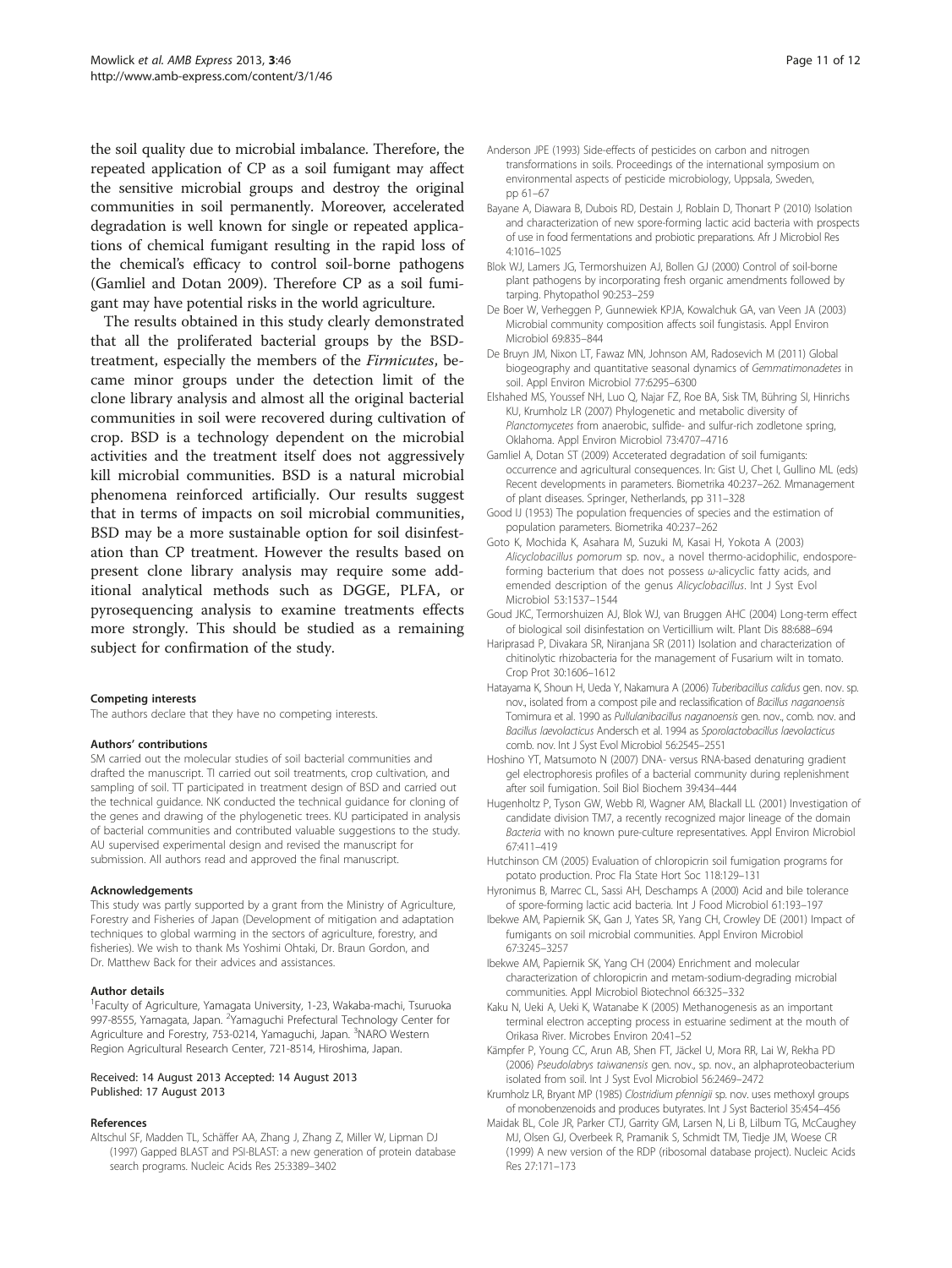the soil quality due to microbial imbalance. Therefore, the repeated application of CP as a soil fumigant may affect the sensitive microbial groups and destroy the original communities in soil permanently. Moreover, accelerated degradation is well known for single or repeated applications of chemical fumigant resulting in the rapid loss of the chemical's efficacy to control soil-borne pathogens (Gamliel and Dotan 2009). Therefore CP as a soil fumigant may have potential risks in the world agriculture.

The results obtained in this study clearly demonstrated that all the proliferated bacterial groups by the BSD-treatment, especially the members of the *Firmicutes*, became minor groups under the detection limit of the clone library analysis and almost all the original bacterial communities in soil were recovered during cultivation of crop. BSD is a technology dependent on the microbial activities and the treatment itself does not aggressively kill microbial communities. BSD is a natural microbial phenomena reinforced artificially. Our results suggest that in terms of impacts on soil microbial communities, BSD may be a more sustainable option for soil disinfestation than CP treatment. However the results based on present clone library analysis may require some additional analytical methods such as DGGE, PLFA, or pyrosequencing analysis to examine treatments effects more strongly. This should be studied as a remaining subject for confirmation of the study.

#### Competing interests

The authors declare that they have no competing interests.

#### Authors' contributions

SM carried out the molecular studies of soil bacterial communities and drafted the manuscript. TI carried out soil treatments, crop cultivation, and sampling of soil. TT participated in treatment design of BSD and carried out the technical guidance. NK conducted the technical guidance for cloning of the genes and drawing of the phylogenetic trees. KU participated in analysis of bacterial communities and contributed valuable suggestions to the study. AU supervised experimental design and revised the manuscript for submission. All authors read and approved the final manuscript.

#### Acknowledgements

This study was partly supported by a grant from the Ministry of Agriculture, Forestry and Fisheries of Japan (Development of mitigation and adaptation techniques to global warming in the sectors of agriculture, forestry, and fisheries). We wish to thank Ms Yoshimi Ohtaki, Dr. Braun Gordon, and Dr. Matthew Back for their advices and assistances.

#### Author details

[1]Faculty of Agriculture, Yamagata University, 1-23, Wakaba-machi, Tsuruoka 997-8555, Yamagata, Japan. [2]Yamaguchi Prefectural Technology Center for Agriculture and Forestry, 753-0214, Yamaguchi, Japan. [3]NARO Western Region Agricultural Research Center, 721-8514, Hiroshima, Japan.

Received: 14 August 2013 Accepted: 14 August 2013
Published: 17 August 2013

#### References

Altschul SF, Madden TL, Schäffer AA, Zhang J, Zhang Z, Miller W, Lipman DJ (1997) Gapped BLAST and PSI-BLAST: a new generation of protein database search programs. Nucleic Acids Res 25:3389–3402

Anderson JPE (1993) Side-effects of pesticides on carbon and nitrogen transformations in soils. Proceedings of the international symposium on environmental aspects of pesticide microbiology, Uppsala, Sweden, pp 61–67

Bayane A, Diawara B, Dubois RD, Destain J, Roblain D, Thonart P (2010) Isolation and characterization of new spore-forming lactic acid bacteria with prospects of use in food fermentations and probiotic preparations. Afr J Microbiol Res 4:1016–1025

Blok WJ, Lamers JG, Termorshuizen AJ, Bollen GJ (2000) Control of soil-borne plant pathogens by incorporating fresh organic amendments followed by tarping. Phytopathol 90:253–259

De Boer W, Verheggen P, Gunnewiek KPJA, Kowalchuk GA, van Veen JA (2003) Microbial community composition affects soil fungistasis. Appl Environ Microbiol 69:835–844

De Bruyn JM, Nixon LT, Fawaz MN, Johnson AM, Radosevich M (2011) Global biogeography and quantitative seasonal dynamics of *Gemmatimonadetes* in soil. Appl Environ Microbiol 77:6295–6300

Elshahed MS, Youssef NH, Luo Q, Najar FZ, Roe BA, Sisk TM, Bühring SI, Hinrichs KU, Krumholz LR (2007) Phylogenetic and metabolic diversity of *Planctomycetes* from anaerobic, sulfide- and sulfur-rich zodletone spring, Oklahoma. Appl Environ Microbiol 73:4707–4716

Gamliel A, Dotan ST (2009) Acceterated degradation of soil fumigants: occurrence and agricultural consequences. In: Gist U, Chet I, Gullino ML (eds) Recent developments in parameters. Biometrika 40:237–262. Mmanagement of plant diseases. Springer, Netherlands, pp 311–328

Good IJ (1953) The population frequencies of species and the estimation of population parameters. Biometrika 40:237–262

Goto K, Mochida K, Asahara M, Suzuki M, Kasai H, Yokota A (2003) *Alicyclobacillus pomorum* sp. nov., a novel thermo-acidophilic, endospore-forming bacterium that does not possess ω-alicyclic fatty acids, and emended description of the genus *Alicyclobacillus*. Int J Syst Evol Microbiol 53:1537–1544

Goud JKC, Termorshuizen AJ, Blok WJ, van Bruggen AHC (2004) Long-term effect of biological soil disinfestation on Verticillium wilt. Plant Dis 88:688–694

Hariprasad P, Divakara SR, Niranjana SR (2011) Isolation and characterization of chitinolytic rhizobacteria for the management of Fusarium wilt in tomato. Crop Prot 30:1606–1612

Hatayama K, Shoun H, Ueda Y, Nakamura A (2006) *Tuberibacillus calidus* gen. nov. sp. nov., isolated from a compost pile and reclassification of *Bacillus naganoensis* Tomimura et al. 1990 as *Pullulanibacillus naganoensis* gen. nov., comb. nov. and *Bacillus laevolacticus* Andersch et al. 1994 as *Sporolactobacillus laevolacticus* comb. nov. Int J Syst Evol Microbiol 56:2545–2551

Hoshino YT, Matsumoto N (2007) DNA- versus RNA-based denaturing gradient gel electrophoresis profiles of a bacterial community during replenishment after soil fumigation. Soil Biol Biochem 39:434–444

Hugenholtz P, Tyson GW, Webb RI, Wagner AM, Blackall LL (2001) Investigation of candidate division TM7, a recently recognized major lineage of the domain *Bacteria* with no known pure-culture representatives. Appl Environ Microbiol 67:411–419

Hutchinson CM (2005) Evaluation of chloropicrin soil fumigation programs for potato production. Proc Fla State Hort Soc 118:129–131

Hyronimus B, Marrec CL, Sassi AH, Deschamps A (2000) Acid and bile tolerance of spore-forming lactic acid bacteria. Int J Food Microbiol 61:193–197

Ibekwe AM, Papiernik SK, Gan J, Yates SR, Yang CH, Crowley DE (2001) Impact of fumigants on soil microbial communities. Appl Environ Microbiol 67:3245–3257

Ibekwe AM, Papiernik SK, Yang CH (2004) Enrichment and molecular characterization of chloropicrin and metam-sodium-degrading microbial communities. Appl Microbiol Biotechnol 66:325–332

Kaku N, Ueki A, Ueki K, Watanabe K (2005) Methanogenesis as an important terminal electron accepting process in estuarine sediment at the mouth of Orikasa River. Microbes Environ 20:41–52

Kämpfer P, Young CC, Arun AB, Shen FT, Jäckel U, Mora RR, Lai W, Rekha PD (2006) *Pseudolabrys taiwanensis* gen. nov., sp. nov., an alphaproteobacterium isolated from soil. Int J Syst Evol Microbiol 56:2469–2472

Krumholz LR, Bryant MP (1985) *Clostridium pfennigii* sp. nov. uses methoxyl groups of monobenzenoids and produces butyrates. Int J Syst Bacteriol 35:454–456

Maidak BL, Cole JR, Parker CTJ, Garrity GM, Larsen N, Li B, Lilbum TG, McCaughey MJ, Olsen GJ, Overbeek R, Pramanik S, Schmidt TM, Tiedje JM, Woese CR (1999) A new version of the RDP (ribosomal database project). Nucleic Acids Res 27:171–173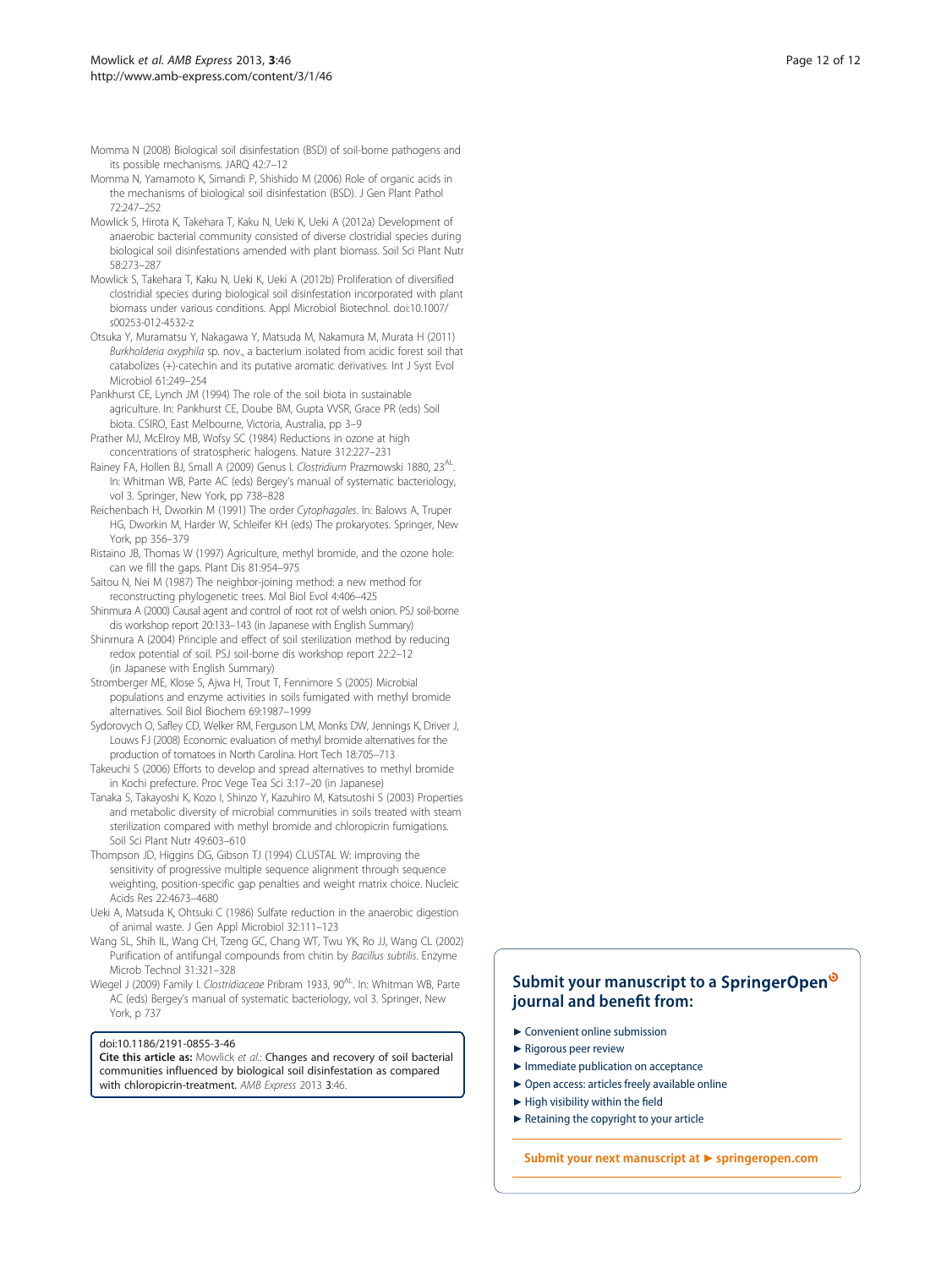Momma N (2008) Biological soil disinfestation (BSD) of soil-borne pathogens and its possible mechanisms. JARQ 42:7–12

Momma N, Yamamoto K, Simandi P, Shishido M (2006) Role of organic acids in the mechanisms of biological soil disinfestation (BSD). J Gen Plant Pathol 72:247–252

Mowlick S, Hirota K, Takehara T, Kaku N, Ueki K, Ueki A (2012a) Development of anaerobic bacterial community consisted of diverse clostridial species during biological soil disinfestations amended with plant biomass. Soil Sci Plant Nutr 58:273–287

Mowlick S, Takehara T, Kaku N, Ueki K, Ueki A (2012b) Proliferation of diversified clostridial species during biological soil disinfestation incorporated with plant biomass under various conditions. Appl Microbiol Biotechnol. doi:10.1007/s00253-012-4532-z

Otsuka Y, Muramatsu Y, Nakagawa Y, Matsuda M, Nakamura M, Murata H (2011) *Burkholderia oxyphila* sp. nov., a bacterium isolated from acidic forest soil that catabolizes (+)-catechin and its putative aromatic derivatives. Int J Syst Evol Microbiol 61:249–254

Pankhurst CE, Lynch JM (1994) The role of the soil biota in sustainable agriculture. In: Pankhurst CE, Doube BM, Gupta VVSR, Grace PR (eds) Soil biota. CSIRO, East Melbourne, Victoria, Australia, pp 3–9

Prather MJ, McElroy MB, Wofsy SC (1984) Reductions in ozone at high concentrations of stratospheric halogens. Nature 312:227–231

Rainey FA, Hollen BJ, Small A (2009) Genus I. *Clostridium* Prazmowski 1880, 23[AL]. In: Whitman WB, Parte AC (eds) Bergey's manual of systematic bacteriology, vol 3. Springer, New York, pp 738–828

Reichenbach H, Dworkin M (1991) The order *Cytophagales*. In: Balows A, Truper HG, Dworkin M, Harder W, Schleifer KH (eds) The prokaryotes. Springer, New York, pp 356–379

Ristaino JB, Thomas W (1997) Agriculture, methyl bromide, and the ozone hole: can we fill the gaps. Plant Dis 81:954–975

Saitou N, Nei M (1987) The neighbor-joining method: a new method for reconstructing phylogenetic trees. Mol Biol Evol 4:406–425

Shinmura A (2000) Causal agent and control of root rot of welsh onion. PSJ soil-borne dis workshop report 20:133–143 (in Japanese with English Summary)

Shinmura A (2004) Principle and effect of soil sterilization method by reducing redox potential of soil. PSJ soil-borne dis workshop report 22:2–12 (in Japanese with English Summary)

Stromberger ME, Klose S, Ajwa H, Trout T, Fennimore S (2005) Microbial populations and enzyme activities in soils fumigated with methyl bromide alternatives. Soil Biol Biochem 69:1987–1999

Sydorovych O, Safley CD, Welker RM, Ferguson LM, Monks DW, Jennings K, Driver J, Louws FJ (2008) Economic evaluation of methyl bromide alternatives for the production of tomatoes in North Carolina. Hort Tech 18:705–713

Takeuchi S (2006) Efforts to develop and spread alternatives to methyl bromide in Kochi prefecture. Proc Vege Tea Sci 3:17–20 (in Japanese)

Tanaka S, Takayoshi K, Kozo I, Shinzo Y, Kazuhiro M, Katsutoshi S (2003) Properties and metabolic diversity of microbial communities in soils treated with steam sterilization compared with methyl bromide and chloropicrin fumigations. Soil Sci Plant Nutr 49:603–610

Thompson JD, Higgins DG, Gibson TJ (1994) CLUSTAL W: improving the sensitivity of progressive multiple sequence alignment through sequence weighting, position-specific gap penalties and weight matrix choice. Nucleic Acids Res 22:4673–4680

Ueki A, Matsuda K, Ohtsuki C (1986) Sulfate reduction in the anaerobic digestion of animal waste. J Gen Appl Microbiol 32:111–123

Wang SL, Shih IL, Wang CH, Tzeng GC, Chang WT, Twu YK, Ro JJ, Wang CL (2002) Purification of antifungal compounds from chitin by *Bacillus subtilis*. Enzyme Microb Technol 31:321–328

Wiegel J (2009) Family I. *Clostridiaceae* Pribram 1933, 90[AL]. In: Whitman WB, Parte AC (eds) Bergey's manual of systematic bacteriology, vol 3. Springer, New York, p 737

doi:10.1186/2191-0855-3-46

**Cite this article as:** Mowlick *et al.*: Changes and recovery of soil bacterial communities influenced by biological soil disinfestation as compared with chloropicrin-treatment. *AMB Express* 2013 **3**:46.

**Submit your manuscript to a SpringerOpen journal and benefit from:**

- ► Convenient online submission
- ► Rigorous peer review
- ► Immediate publication on acceptance
- ► Open access: articles freely available online
- ► High visibility within the field
- ► Retaining the copyright to your article

**Submit your next manuscript at ► springeropen.com**